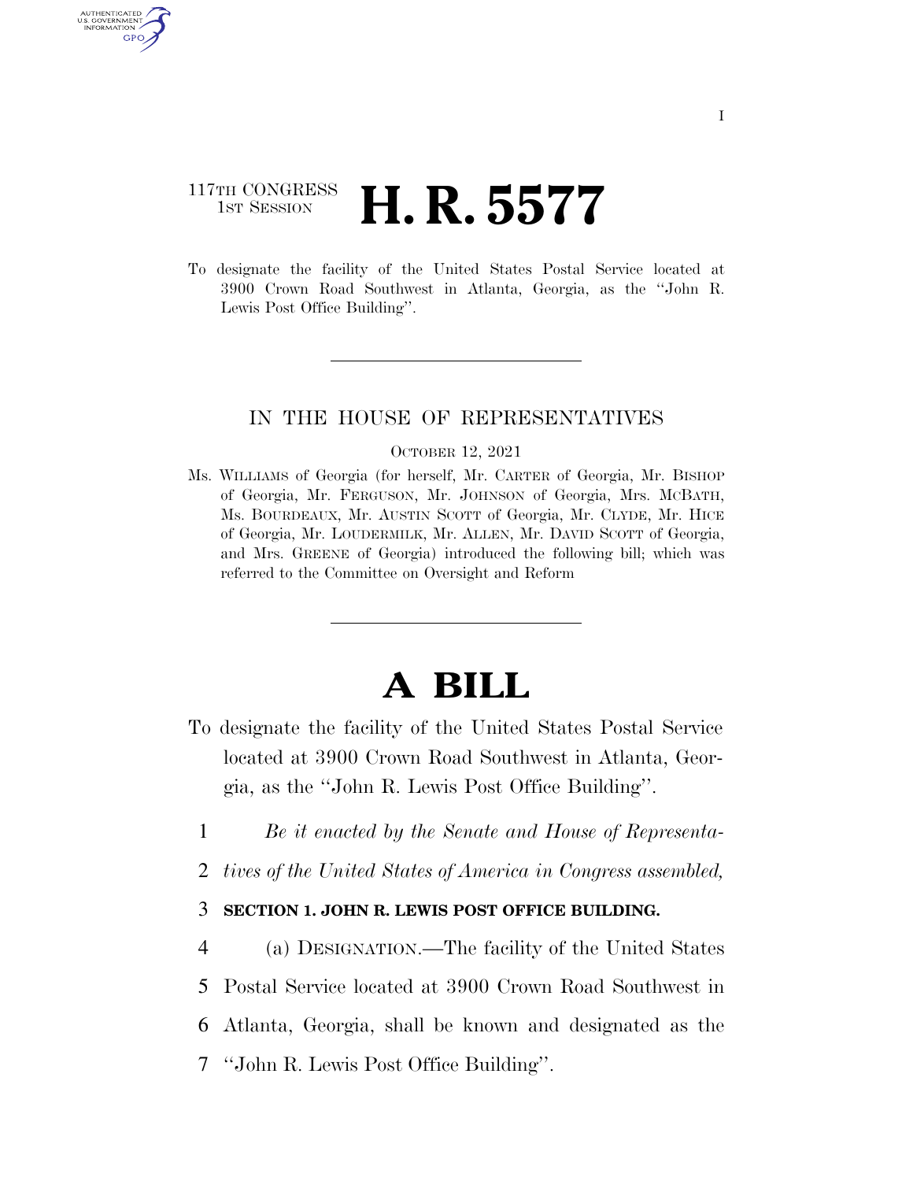117TH CONGRESS
1ST SESSION

# H. R. 5577

To designate the facility of the United States Postal Service located at 3900 Crown Road Southwest in Atlanta, Georgia, as the "John R. Lewis Post Office Building".

IN THE HOUSE OF REPRESENTATIVES

OCTOBER 12, 2021

Ms. WILLIAMS of Georgia (for herself, Mr. CARTER of Georgia, Mr. BISHOP of Georgia, Mr. FERGUSON, Mr. JOHNSON of Georgia, Mrs. MCBATH, Ms. BOURDEAUX, Mr. AUSTIN SCOTT of Georgia, Mr. CLYDE, Mr. HICE of Georgia, Mr. LOUDERMILK, Mr. ALLEN, Mr. DAVID SCOTT of Georgia, and Mrs. GREENE of Georgia) introduced the following bill; which was referred to the Committee on Oversight and Reform

# A BILL

To designate the facility of the United States Postal Service located at 3900 Crown Road Southwest in Atlanta, Georgia, as the "John R. Lewis Post Office Building".

1 *Be it enacted by the Senate and House of Representa-*
2 *tives of the United States of America in Congress assembled,*

3 **SECTION 1. JOHN R. LEWIS POST OFFICE BUILDING.**

4 (a) DESIGNATION.—The facility of the United States
5 Postal Service located at 3900 Crown Road Southwest in
6 Atlanta, Georgia, shall be known and designated as the
7 "John R. Lewis Post Office Building".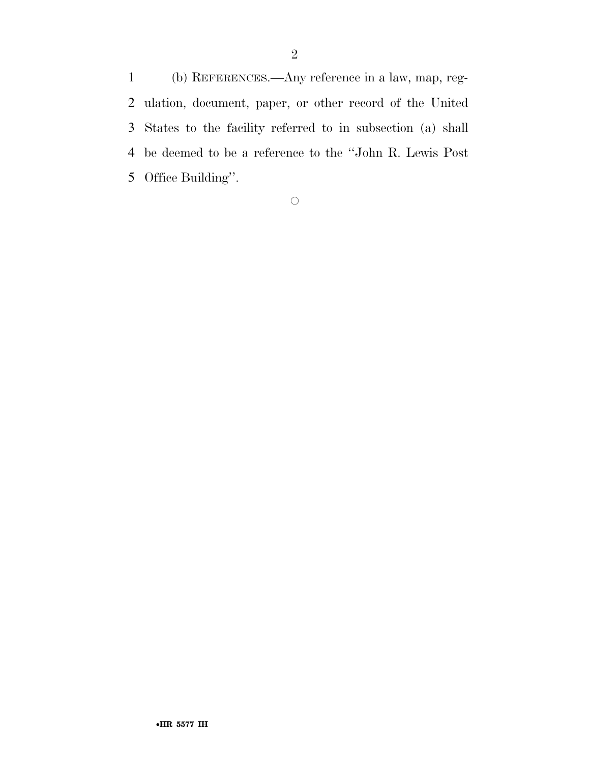(b) REFERENCES.—Any reference in a law, map, regulation, document, paper, or other record of the United States to the facility referred to in subsection (a) shall be deemed to be a reference to the "John R. Lewis Post Office Building".

○